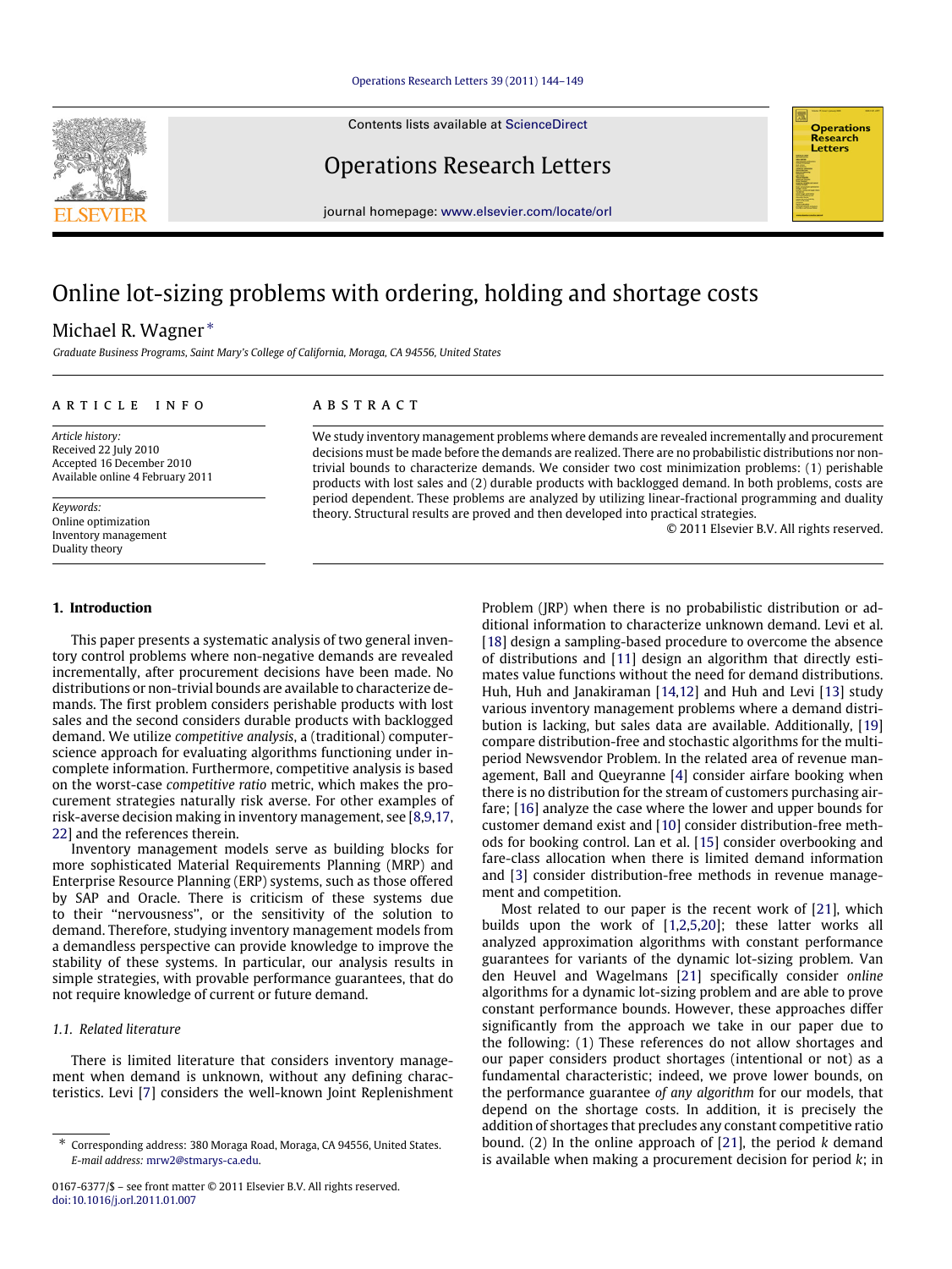# Online lot-sizing problems with ordering, holding and shortage costs

Michael R. Wagner *

*Graduate Business Programs, Saint Mary's College of California, Moraga, CA 94556, United States*

## ARTICLE INFO

*Article history:*
Received 22 July 2010
Accepted 16 December 2010
Available online 4 February 2011

*Keywords:*
Online optimization
Inventory management
Duality theory

## ABSTRACT

We study inventory management problems where demands are revealed incrementally and procurement decisions must be made before the demands are realized. There are no probabilistic distributions nor non-trivial bounds to characterize demands. We consider two cost minimization problems: (1) perishable products with lost sales and (2) durable products with backlogged demand. In both problems, costs are period dependent. These problems are analyzed by utilizing linear-fractional programming and duality theory. Structural results are proved and then developed into practical strategies.

© 2011 Elsevier B.V. All rights reserved.

## 1. Introduction

This paper presents a systematic analysis of two general inventory control problems where non-negative demands are revealed incrementally, after procurement decisions have been made. No distributions or non-trivial bounds are available to characterize demands. The first problem considers perishable products with lost sales and the second considers durable products with backlogged demand. We utilize *competitive analysis*, a (traditional) computer-science approach for evaluating algorithms functioning under incomplete information. Furthermore, competitive analysis is based on the worst-case *competitive ratio* metric, which makes the procurement strategies naturally risk averse. For other examples of risk-averse decision making in inventory management, see [8,9,17,22] and the references therein.

Inventory management models serve as building blocks for more sophisticated Material Requirements Planning (MRP) and Enterprise Resource Planning (ERP) systems, such as those offered by SAP and Oracle. There is criticism of these systems due to their "nervousness", or the sensitivity of the solution to demand. Therefore, studying inventory management models from a demandless perspective can provide knowledge to improve the stability of these systems. In particular, our analysis results in simple strategies, with provable performance guarantees, that do not require knowledge of current or future demand.

### 1.1. Related literature

There is limited literature that considers inventory management when demand is unknown, without any defining characteristics. Levi [7] considers the well-known Joint Replenishment Problem (JRP) when there is no probabilistic distribution or additional information to characterize unknown demand. Levi et al. [18] design a sampling-based procedure to overcome the absence of distributions and [11] design an algorithm that directly estimates value functions without the need for demand distributions. Huh, Huh and Janakiraman [14,12] and Huh and Levi [13] study various inventory management problems where a demand distribution is lacking, but sales data are available. Additionally, [19] compare distribution-free and stochastic algorithms for the multi-period Newsvendor Problem. In the related area of revenue management, Ball and Queyranne [4] consider airfare booking when there is no distribution for the stream of customers purchasing airfare; [16] analyze the case where the lower and upper bounds for customer demand exist and [10] consider distribution-free methods for booking control. Lan et al. [15] consider overbooking and fare-class allocation when there is limited demand information and [3] consider distribution-free methods in revenue management and competition.

Most related to our paper is the recent work of [21], which builds upon the work of [1,2,5,20]; these latter works all analyzed approximation algorithms with constant performance guarantees for variants of the dynamic lot-sizing problem. Van den Heuvel and Wagelmans [21] specifically consider *online* algorithms for a dynamic lot-sizing problem and are able to prove constant performance bounds. However, these approaches differ significantly from the approach we take in our paper due to the following: (1) These references do not allow shortages and our paper considers product shortages (intentional or not) as a fundamental characteristic; indeed, we prove lower bounds, on the performance guarantee *of any algorithm* for our models, that depend on the shortage costs. In addition, it is precisely the addition of shortages that precludes any constant competitive ratio bound. (2) In the online approach of [21], the period $k$ demand is available when making a procurement decision for period $k$; in

* Corresponding address: 380 Moraga Road, Moraga, CA 94556, United States.
*E-mail address:* mrw2@stmarys-ca.edu.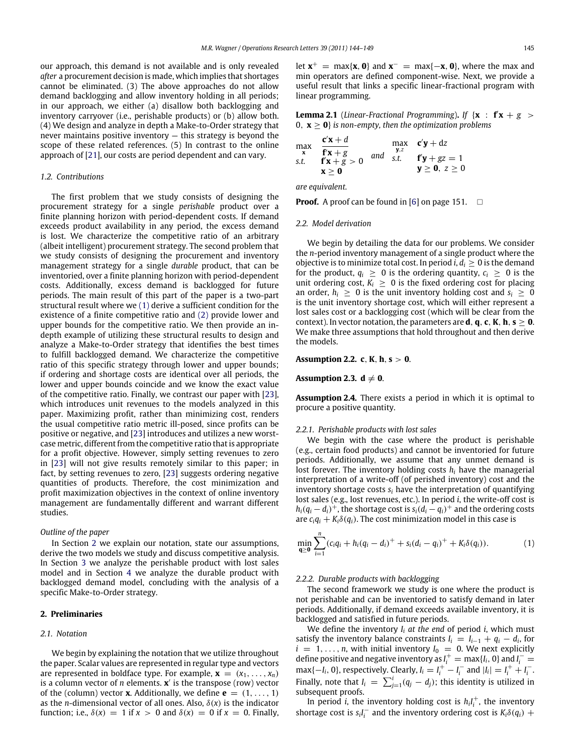our approach, this demand is not available and is only revealed *after* a procurement decision is made, which implies that shortages cannot be eliminated. (3) The above approaches do not allow demand backlogging and allow inventory holding in all periods; in our approach, we either (a) disallow both backlogging and inventory carryover (i.e., perishable products) or (b) allow both. (4) We design and analyze in depth a Make-to-Order strategy that never maintains positive inventory — this strategy is beyond the scope of these related references. (5) In contrast to the online approach of [21], our costs are period dependent and can vary.

### 1.2. Contributions

The first problem that we study consists of designing the procurement strategy for a single *perishable* product over a finite planning horizon with period-dependent costs. If demand exceeds product availability in any period, the excess demand is lost. We characterize the competitive ratio of an arbitrary (albeit intelligent) procurement strategy. The second problem that we study consists of designing the procurement and inventory management strategy for a single *durable* product, that can be inventoried, over a finite planning horizon with period-dependent costs. Additionally, excess demand is backlogged for future periods. The main result of this part of the paper is a two-part structural result where we (1) derive a sufficient condition for the existence of a finite competitive ratio and (2) provide lower and upper bounds for the competitive ratio. We then provide an in-depth example of utilizing these structural results to design and analyze a Make-to-Order strategy that identifies the best times to fulfill backlogged demand. We characterize the competitive ratio of this specific strategy through lower and upper bounds; if ordering and shortage costs are identical over all periods, the lower and upper bounds coincide and we know the exact value of the competitive ratio. Finally, we contrast our paper with [23], which introduces unit revenues to the models analyzed in this paper. Maximizing profit, rather than minimizing cost, renders the usual competitive ratio metric ill-posed, since profits can be positive or negative, and [23] introduces and utilizes a new worst-case metric, different from the competitive ratio that is appropriate for a profit objective. However, simply setting revenues to zero in [23] will not give results remotely similar to this paper; in fact, by setting revenues to zero, [23] suggests ordering negative quantities of products. Therefore, the cost minimization and profit maximization objectives in the context of online inventory management are fundamentally different and warrant different studies.

*Outline of the paper*

In Section 2 we explain our notation, state our assumptions, derive the two models we study and discuss competitive analysis. In Section 3 we analyze the perishable product with lost sales model and in Section 4 we analyze the durable product with backlogged demand model, concluding with the analysis of a specific Make-to-Order strategy.

## 2. Preliminaries

### 2.1. Notation

We begin by explaining the notation that we utilize throughout the paper. Scalar values are represented in regular type and vectors are represented in boldface type. For example, $\mathbf{x} = (x_1, \ldots, x_n)$ is a column vector of $n$ elements. $\mathbf{x}'$ is the transpose (row) vector of the (column) vector $\mathbf{x}$. Additionally, we define $\mathbf{e} = (1, \ldots, 1)$ as the $n$-dimensional vector of all ones. Also, $\delta(x)$ is the indicator function; i.e., $\delta(x) = 1$ if $x > 0$ and $\delta(x) = 0$ if $x = 0$. Finally, let $\mathbf{x}^+ = \max\{\mathbf{x}, \mathbf{0}\}$ and $\mathbf{x}^- = \max\{-\mathbf{x}, \mathbf{0}\}$, where the max and min operators are defined component-wise. Next, we provide a useful result that links a specific linear-fractional program with linear programming.

**Lemma 2.1** (*Linear-Fractional Programming*). *If* $\{\mathbf{x} : \mathbf{f}'\mathbf{x} + g > 0,\ \mathbf{x} \geq \mathbf{0}\}$ *is non-empty, then the optimization problems*

$$
\begin{array}{ll}
\max\limits_{\mathbf{x}} & \dfrac{\mathbf{c}'\mathbf{x} + d}{\mathbf{f}'\mathbf{x} + g} \\
\text{s.t.} & \mathbf{f}'\mathbf{x} + g > 0 \\
& \mathbf{x} \geq \mathbf{0}
\end{array}
\quad \text{and} \quad
\begin{array}{ll}
\max\limits_{\mathbf{y}, z} & \mathbf{c}'\mathbf{y} + dz \\
\text{s.t.} & \mathbf{f}'\mathbf{y} + gz = 1 \\
& \mathbf{y} \geq \mathbf{0},\ z \geq 0
\end{array}
$$

*are equivalent.*

**Proof.** A proof can be found in [6] on page 151. □

### 2.2. Model derivation

We begin by detailing the data for our problems. We consider the $n$-period inventory management of a single product where the objective is to minimize total cost. In period $i$, $d_i \geq 0$ is the demand for the product, $q_i \geq 0$ is the ordering quantity, $c_i \geq 0$ is the unit ordering cost, $K_i \geq 0$ is the fixed ordering cost for placing an order, $h_i \geq 0$ is the unit inventory holding cost and $s_i \geq 0$ is the unit inventory shortage cost, which will either represent a lost sales cost or a backlogging cost (which will be clear from the context). In vector notation, the parameters are $\mathbf{d}, \mathbf{q}, \mathbf{c}, \mathbf{K}, \mathbf{h}, \mathbf{s} \geq \mathbf{0}$. We make three assumptions that hold throughout and then derive the models.

**Assumption 2.2.** $\mathbf{c}, \mathbf{K}, \mathbf{h}, \mathbf{s} > \mathbf{0}$.

**Assumption 2.3.** $\mathbf{d} \neq \mathbf{0}$.

**Assumption 2.4.** There exists a period in which it is optimal to procure a positive quantity.

#### 2.2.1. Perishable products with lost sales

We begin with the case where the product is perishable (e.g., certain food products) and cannot be inventoried for future periods. Additionally, we assume that any unmet demand is lost forever. The inventory holding costs $h_i$ have the managerial interpretation of a write-off (of perished inventory) cost and the inventory shortage costs $s_i$ have the interpretation of quantifying lost sales (e.g., lost revenues, etc.). In period $i$, the write-off cost is $h_i(q_i - d_i)^+$, the shortage cost is $s_i(d_i - q_i)^+$ and the ordering costs are $c_i q_i + K_i \delta(q_i)$. The cost minimization model in this case is

$$
\min_{\mathbf{q} \geq \mathbf{0}} \sum_{i=1}^{n} \left( c_i q_i + h_i (q_i - d_i)^+ + s_i (d_i - q_i)^+ + K_i \delta(q_i) \right). \tag{1}
$$

#### 2.2.2. Durable products with backlogging

The second framework we study is one where the product is not perishable and can be inventoried to satisfy demand in later periods. Additionally, if demand exceeds available inventory, it is backlogged and satisfied in future periods.

We define the inventory $I_i$ *at the end* of period $i$, which must satisfy the inventory balance constraints $I_i = I_{i-1} + q_i - d_i$, for $i = 1, \ldots, n$, with initial inventory $I_0 = 0$. We next explicitly define positive and negative inventory as $I_i^+ = \max\{I_i, 0\}$ and $I_i^- = \max\{-I_i, 0\}$, respectively. Clearly, $I_i = I_i^+ - I_i^-$ and $|I_i| = I_i^+ + I_i^-$. Finally, note that $I_i = \sum_{j=1}^{i} (q_j - d_j)$; this identity is utilized in subsequent proofs.

In period $i$, the inventory holding cost is $h_i I_i^+$, the inventory shortage cost is $s_i I_i^-$ and the inventory ordering cost is $K_i \delta(q_i) +$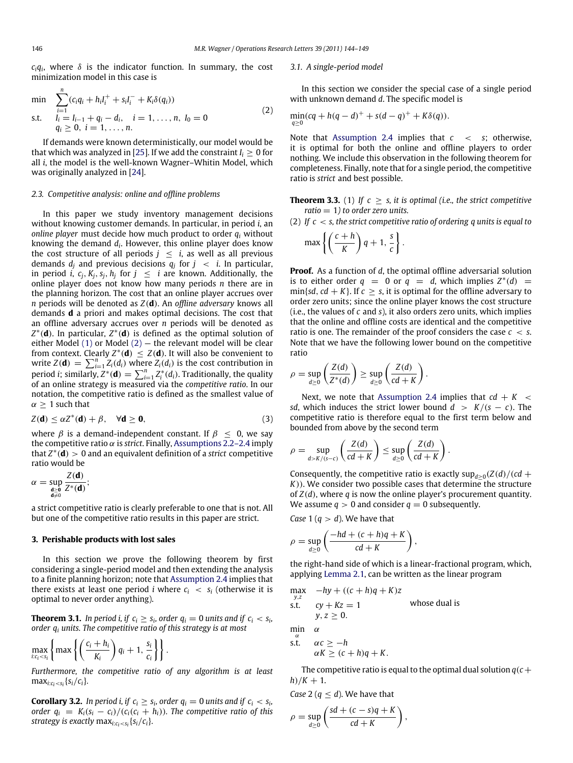$c_i q_i$, where $\delta$ is the indicator function. In summary, the cost minimization model in this case is

$$\begin{aligned} \min \quad & \sum_{i=1}^{n}(c_i q_i + h_i I_i^+ + s_i I_i^- + K_i \delta(q_i)) \\ \text{s.t.} \quad & I_i = I_{i-1} + q_i - d_i, \quad i = 1, \ldots, n,\ I_0 = 0 \\ & q_i \geq 0,\ i = 1, \ldots, n. \end{aligned} \tag{2}$$

If demands were known deterministically, our model would be that which was analyzed in [25]. If we add the constraint $I_i \geq 0$ for all $i$, the model is the well-known Wagner–Whitin Model, which was originally analyzed in [24].

### 2.3. Competitive analysis: online and offline problems

In this paper we study inventory management decisions without knowing customer demands. In particular, in period $i$, an *online player* must decide how much product to order $q_i$ without knowing the demand $d_i$. However, this online player does know the cost structure of all periods $j \leq i$, as well as all previous demands $d_j$ and previous decisions $q_j$ for $j < i$. In particular, in period $i$, $c_j, K_j, s_j, h_j$ for $j \leq i$ are known. Additionally, the online player does not know how many periods $n$ there are in the planning horizon. The cost that an online player accrues over $n$ periods will be denoted as $Z(\mathbf{d})$. An *offline adversary* knows all demands $\mathbf{d}$ a priori and makes optimal decisions. The cost that an offline adversary accrues over $n$ periods will be denoted as $Z^*(\mathbf{d})$. In particular, $Z^*(\mathbf{d})$ is defined as the optimal solution of either Model (1) or Model (2) — the relevant model will be clear from context. Clearly $Z^*(\mathbf{d}) \leq Z(\mathbf{d})$. It will also be convenient to write $Z(\mathbf{d}) = \sum_{i=1}^{n} Z_i(d_i)$ where $Z_i(d_i)$ is the cost contribution in period $i$; similarly, $Z^*(\mathbf{d}) = \sum_{i=1}^{n} Z_i^*(d_i)$. Traditionally, the quality of an online strategy is measured via the *competitive ratio*. In our notation, the competitive ratio is defined as the smallest value of $\alpha \geq 1$ such that

$$Z(\mathbf{d}) \leq \alpha Z^*(\mathbf{d}) + \beta, \quad \forall \mathbf{d} \geq \mathbf{0}, \tag{3}$$

where $\beta$ is a demand-independent constant. If $\beta \leq 0$, we say the competitive ratio $\alpha$ is *strict*. Finally, Assumptions 2.2–2.4 imply that $Z^*(\mathbf{d}) > 0$ and an equivalent definition of a *strict* competitive ratio would be

$$\alpha = \sup_{\substack{\mathbf{d} \geq \mathbf{0} \\ \mathbf{d} \neq 0}} \frac{Z(\mathbf{d})}{Z^*(\mathbf{d})};$$

a strict competitive ratio is clearly preferable to one that is not. All but one of the competitive ratio results in this paper are strict.

## 3. Perishable products with lost sales

In this section we prove the following theorem by first considering a single-period model and then extending the analysis to a finite planning horizon; note that Assumption 2.4 implies that there exists at least one period $i$ where $c_i < s_i$ (otherwise it is optimal to never order anything).

**Theorem 3.1.** *In period i, if $c_i \geq s_i$, order $q_i = 0$ units and if $c_i < s_i$, order $q_i$ units. The competitive ratio of this strategy is at most*

$$\max_{i:c_i < s_i} \left\{ \max \left\{ \left( \frac{c_i + h_i}{K_i} \right) q_i + 1, \frac{s_i}{c_i} \right\} \right\}.$$

*Furthermore, the competitive ratio of any algorithm is at least* $\max_{i:c_i<s_i}\{s_i/c_i\}$.

**Corollary 3.2.** *In period i, if $c_i \geq s_i$, order $q_i = 0$ units and if $c_i < s_i$, order $q_i = K_i(s_i - c_i)/(c_i(c_i + h_i))$. The competitive ratio of this strategy is exactly* $\max_{i:c_i<s_i}\{s_i/c_i\}$.

### 3.1. A single-period model

In this section we consider the special case of a single period with unknown demand $d$. The specific model is

$$\min_{q \geq 0}(cq + h(q-d)^+ + s(d-q)^+ + K\delta(q)).$$

Note that Assumption 2.4 implies that $c < s$; otherwise, it is optimal for both the online and offline players to order nothing. We include this observation in the following theorem for completeness. Finally, note that for a single period, the competitive ratio is *strict* and best possible.

**Theorem 3.3.** (1) *If $c \geq s$, it is optimal (i.e., the strict competitive ratio = 1) to order zero units.*

(2) *If $c < s$, the strict competitive ratio of ordering $q$ units is equal to*

$$\max \left\{ \left( \frac{c + h}{K} \right) q + 1, \frac{s}{c} \right\}.$$

**Proof.** As a function of $d$, the optimal offline adversarial solution is to either order $q = 0$ or $q = d$, which implies $Z^*(d) = \min\{sd, cd + K\}$. If $c \geq s$, it is optimal for the offline adversary to order zero units; since the online player knows the cost structure (i.e., the values of $c$ and $s$), it also orders zero units, which implies that the online and offline costs are identical and the competitive ratio is one. The remainder of the proof considers the case $c < s$. Note that we have the following lower bound on the competitive ratio

$$\rho = \sup_{d \geq 0} \left( \frac{Z(d)}{Z^*(d)} \right) \geq \sup_{d \geq 0} \left( \frac{Z(d)}{cd + K} \right).$$

Next, we note that Assumption 2.4 implies that $cd + K < sd$, which induces the strict lower bound $d > K/(s-c)$. The competitive ratio is therefore equal to the first term below and bounded from above by the second term

$$\rho = \sup_{d > K/(s-c)} \left( \frac{Z(d)}{cd + K} \right) \leq \sup_{d \geq 0} \left( \frac{Z(d)}{cd + K} \right).$$

Consequently, the competitive ratio is exactly $\sup_{d \geq 0}(Z(d)/(cd + K))$. We consider two possible cases that determine the structure of $Z(d)$, where $q$ is now the online player's procurement quantity. We assume $q > 0$ and consider $q = 0$ subsequently.

*Case* 1 ($q > d$). We have that

$$\rho = \sup_{d \geq 0} \left( \frac{-hd + (c+h)q + K}{cd + K} \right),$$

the right-hand side of which is a linear-fractional program, which, applying Lemma 2.1, can be written as the linear program

$$\begin{aligned} \max_{y,z} \quad & -hy + ((c+h)q + K)z \\ \text{s.t.} \quad & cy + Kz = 1 \\ & y, z \geq 0. \end{aligned}$$

whose dual is

$$\begin{aligned} \min_{\alpha} \quad & \alpha \\ \text{s.t.} \quad & \alpha c \geq -h \\ & \alpha K \geq (c+h)q + K. \end{aligned}$$

The competitive ratio is equal to the optimal dual solution $q(c+h)/K + 1$.

*Case* 2 ($q \leq d$). We have that

$$\rho = \sup_{d \geq 0} \left( \frac{sd + (c-s)q + K}{cd + K} \right),$$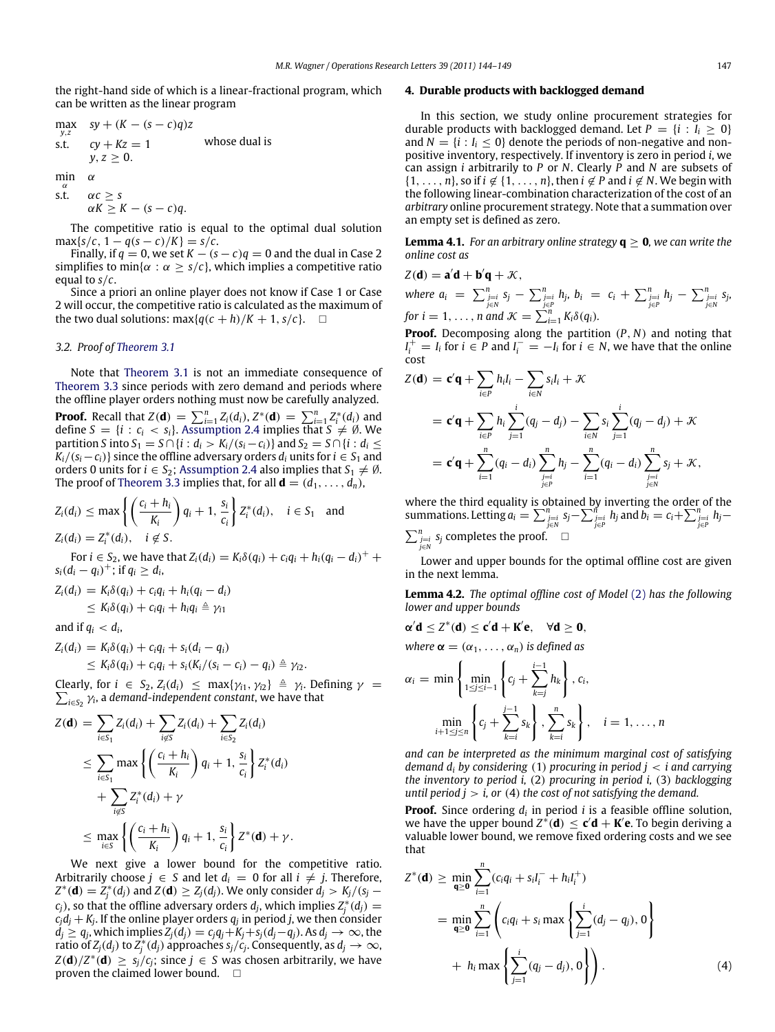the right-hand side of which is a linear-fractional program, which can be written as the linear program

$$\begin{aligned}\max_{y,z}\quad & sy + (K - (s-c)q)z \\ \text{s.t.}\quad & cy + Kz = 1 \\ & y, z \geq 0.\end{aligned}$$

whose dual is

$$\begin{aligned}\min_{\alpha}\quad & \alpha \\ \text{s.t.}\quad & \alpha c \geq s \\ & \alpha K \geq K - (s-c)q.\end{aligned}$$

The competitive ratio is equal to the optimal dual solution $\max\{s/c, 1 - q(s-c)/K\} = s/c$.

Finally, if $q = 0$, we set $K - (s-c)q = 0$ and the dual in Case 2 simplifies to $\min\{\alpha : \alpha \geq s/c\}$, which implies a competitive ratio equal to $s/c$.

Since a priori an online player does not know if Case 1 or Case 2 will occur, the competitive ratio is calculated as the maximum of the two dual solutions: $\max\{q(c+h)/K + 1, s/c\}$. □

### 3.2. Proof of Theorem 3.1

Note that Theorem 3.1 is not an immediate consequence of Theorem 3.3 since periods with zero demand and periods where the offline player orders nothing must now be carefully analyzed.

**Proof.** Recall that $Z(\mathbf{d}) = \sum_{i=1}^{n} Z_i(d_i)$, $Z^*(\mathbf{d}) = \sum_{i=1}^{n} Z_i^*(d_i)$ and define $S = \{i : c_i < s_i\}$. Assumption 2.4 implies that $S \neq \emptyset$. We partition $S$ into $S_1 = S \cap \{i : d_i > K_i/(s_i - c_i)\}$ and $S_2 = S \cap \{i : d_i \leq K_i/(s_i - c_i)\}$ since the offline adversary orders $d_i$ units for $i \in S_1$ and orders 0 units for $i \in S_2$; Assumption 2.4 also implies that $S_1 \neq \emptyset$. The proof of Theorem 3.3 implies that, for all $\mathbf{d} = (d_1, \ldots, d_n)$,

$$Z_i(d_i) \leq \max\left\{\left(\frac{c_i + h_i}{K_i}\right) q_i + 1, \frac{s_i}{c_i}\right\} Z_i^*(d_i), \quad i \in S_1 \quad \text{and}$$

$$Z_i(d_i) = Z_i^*(d_i), \quad i \notin S.$$

For $i \in S_2$, we have that $Z_i(d_i) = K_i\delta(q_i) + c_i q_i + h_i(q_i - d_i)^+ + s_i(d_i - q_i)^+$; if $q_i \geq d_i$,

$$\begin{aligned}Z_i(d_i) &= K_i\delta(q_i) + c_i q_i + h_i(q_i - d_i) \\ &\leq K_i\delta(q_i) + c_i q_i + h_i q_i \triangleq \gamma_{i1}\end{aligned}$$

and if $q_i < d_i$,

$$\begin{aligned}Z_i(d_i) &= K_i\delta(q_i) + c_i q_i + s_i(d_i - q_i) \\ &\leq K_i\delta(q_i) + c_i q_i + s_i(K_i/(s_i - c_i) - q_i) \triangleq \gamma_{i2}.\end{aligned}$$

Clearly, for $i \in S_2$, $Z_i(d_i) \leq \max\{\gamma_{i1}, \gamma_{i2}\} \triangleq \gamma_i$. Defining $\gamma = \sum_{i \in S_2} \gamma_i$, a *demand-independent constant*, we have that

$$\begin{aligned}Z(\mathbf{d}) &= \sum_{i \in S_1} Z_i(d_i) + \sum_{i \notin S} Z_i(d_i) + \sum_{i \in S_2} Z_i(d_i) \\ &\leq \sum_{i \in S_1} \max\left\{\left(\frac{c_i + h_i}{K_i}\right) q_i + 1, \frac{s_i}{c_i}\right\} Z_i^*(d_i) \\ &\quad + \sum_{i \notin S} Z_i^*(d_i) + \gamma \\ &\leq \max_{i \in S}\left\{\left(\frac{c_i + h_i}{K_i}\right) q_i + 1, \frac{s_i}{c_i}\right\} Z^*(\mathbf{d}) + \gamma.\end{aligned}$$

We next give a lower bound for the competitive ratio. Arbitrarily choose $j \in S$ and let $d_i = 0$ for all $i \neq j$. Therefore, $Z^*(\mathbf{d}) = Z_j^*(d_j)$ and $Z(\mathbf{d}) \geq Z_j(d_j)$. We only consider $d_j > K_j/(s_j - c_j)$, so that the offline adversary orders $d_j$, which implies $Z_j^*(d_j) = c_j d_j + K_j$. If the online player orders $q_j$ in period $j$, we then consider $d_j \geq q_j$, which implies $Z_j(d_j) = c_j q_j + K_j + s_j(d_j - q_j)$. As $d_j \to \infty$, the ratio of $Z_j(d_j)$ to $Z_j^*(d_j)$ approaches $s_j/c_j$. Consequently, as $d_j \to \infty$, $Z(\mathbf{d})/Z^*(\mathbf{d}) \geq s_j/c_j$; since $j \in S$ was chosen arbitrarily, we have proven the claimed lower bound. □

## 4. Durable products with backlogged demand

In this section, we study online procurement strategies for durable products with backlogged demand. Let $P = \{i : I_i \geq 0\}$ and $N = \{i : I_i \leq 0\}$ denote the periods of non-negative and non-positive inventory, respectively. If inventory is zero in period $i$, we can assign $i$ arbitrarily to $P$ or $N$. Clearly $P$ and $N$ are subsets of $\{1, \ldots, n\}$, so if $i \notin \{1, \ldots, n\}$, then $i \notin P$ and $i \notin N$. We begin with the following linear-combination characterization of the cost of an *arbitrary* online procurement strategy. Note that a summation over an empty set is defined as zero.

**Lemma 4.1.** *For an arbitrary online strategy $\mathbf{q} \geq \mathbf{0}$, we can write the online cost as*

$$Z(\mathbf{d}) = \mathbf{a}'\mathbf{d} + \mathbf{b}'\mathbf{q} + \mathcal{K},$$

*where $a_i = \sum_{j=i, j \in N}^{n} s_j - \sum_{j=i, j \in P}^{n} h_j$, $b_i = c_i + \sum_{j=i, j \in P}^{n} h_j - \sum_{j=i, j \in N}^{n} s_j$, for $i = 1, \ldots, n$ and $\mathcal{K} = \sum_{i=1}^{n} K_i\delta(q_i)$.*

**Proof.** Decomposing along the partition $(P, N)$ and noting that $I_i^+ = I_i$ for $i \in P$ and $I_i^- = -I_i$ for $i \in N$, we have that the online cost

$$\begin{aligned}Z(\mathbf{d}) &= \mathbf{c}'\mathbf{q} + \sum_{i \in P} h_i I_i - \sum_{i \in N} s_i I_i + \mathcal{K} \\ &= \mathbf{c}'\mathbf{q} + \sum_{i \in P} h_i \sum_{j=1}^{i}(q_j - d_j) - \sum_{i \in N} s_i \sum_{j=1}^{i}(q_j - d_j) + \mathcal{K} \\ &= \mathbf{c}'\mathbf{q} + \sum_{i=1}^{n}(q_i - d_i)\sum_{\substack{j=i \\ j \in P}}^{n} h_j - \sum_{i=1}^{n}(q_i - d_i)\sum_{\substack{j=i \\ j \in N}}^{n} s_j + \mathcal{K},\end{aligned}$$

where the third equality is obtained by inverting the order of the summations. Letting $a_i = \sum_{j=i, j \in N}^{n} s_j - \sum_{j=i, j \in P}^{n} h_j$ and $b_i = c_i + \sum_{j=i, j \in P}^{n} h_j - \sum_{j=i, j \in N}^{n} s_j$ completes the proof. □

Lower and upper bounds for the optimal offline cost are given in the next lemma.

**Lemma 4.2.** *The optimal offline cost of Model (2) has the following lower and upper bounds*

$$\boldsymbol{\alpha}'\mathbf{d} \leq Z^*(\mathbf{d}) \leq \mathbf{c}'\mathbf{d} + \mathbf{K}'\mathbf{e}, \quad \forall \mathbf{d} \geq \mathbf{0},$$

*where $\boldsymbol{\alpha} = (\alpha_1, \ldots, \alpha_n)$ is defined as*

$$\alpha_i = \min\left\{\min_{1 \leq j \leq i-1}\left\{c_j + \sum_{k=j}^{i-1} h_k\right\}, c_i, \min_{i+1 \leq j \leq n}\left\{c_j + \sum_{k=i}^{j-1} s_k\right\}, \sum_{k=i}^{n} s_k\right\}, \quad i = 1, \ldots, n$$

*and can be interpreted as the minimum marginal cost of satisfying demand $d_i$ by considering (1) procuring in period $j < i$ and carrying the inventory to period $i$, (2) procuring in period $i$, (3) backlogging until period $j > i$, or (4) the cost of not satisfying the demand.*

**Proof.** Since ordering $d_i$ in period $i$ is a feasible offline solution, we have the upper bound $Z^*(\mathbf{d}) \leq \mathbf{c}'\mathbf{d} + \mathbf{K}'\mathbf{e}$. To begin deriving a valuable lower bound, we remove fixed ordering costs and we see that

$$\begin{aligned}Z^*(\mathbf{d}) &\geq \min_{\mathbf{q} \geq \mathbf{0}} \sum_{i=1}^{n}(c_i q_i + s_i I_i^- + h_i I_i^+) \\ &= \min_{\mathbf{q} \geq \mathbf{0}} \sum_{i=1}^{n}\left(c_i q_i + s_i \max\left\{\sum_{j=1}^{i}(d_j - q_j), 0\right\}\right. \\ &\quad \left. + \, h_i \max\left\{\sum_{j=1}^{i}(q_j - d_j), 0\right\}\right). \qquad (4)\end{aligned}$$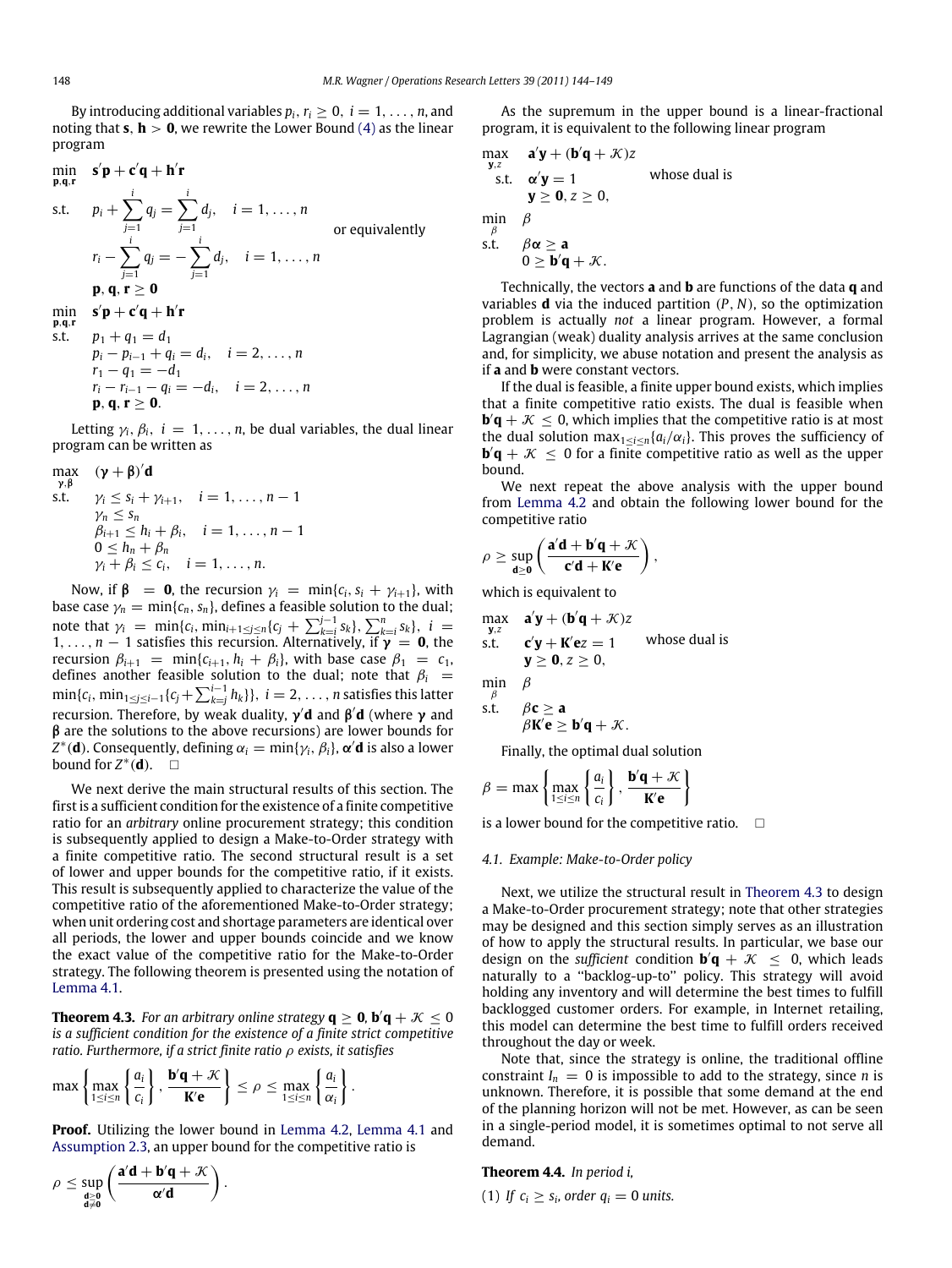By introducing additional variables $p_i, r_i \geq 0$, $i = 1, \ldots, n$, and noting that $\mathbf{s}, \mathbf{h} > \mathbf{0}$, we rewrite the Lower Bound (4) as the linear program

$$\begin{aligned}
\min_{\mathbf{p},\mathbf{q},\mathbf{r}} \quad & \mathbf{s}'\mathbf{p} + \mathbf{c}'\mathbf{q} + \mathbf{h}'\mathbf{r} \\
\text{s.t.} \quad & p_i + \sum_{j=1}^{i} q_j = \sum_{j=1}^{i} d_j, \quad i = 1, \ldots, n \\
& r_i - \sum_{j=1}^{i} q_j = -\sum_{j=1}^{i} d_j, \quad i = 1, \ldots, n \\
& \mathbf{p}, \mathbf{q}, \mathbf{r} \geq \mathbf{0}
\end{aligned}$$

or equivalently

$$\begin{aligned}
\min_{\mathbf{p},\mathbf{q},\mathbf{r}} \quad & \mathbf{s}'\mathbf{p} + \mathbf{c}'\mathbf{q} + \mathbf{h}'\mathbf{r} \\
\text{s.t.} \quad & p_1 + q_1 = d_1 \\
& p_i - p_{i-1} + q_i = d_i, \quad i = 2, \ldots, n \\
& r_1 - q_1 = -d_1 \\
& r_i - r_{i-1} - q_i = -d_i, \quad i = 2, \ldots, n \\
& \mathbf{p}, \mathbf{q}, \mathbf{r} \geq \mathbf{0}.
\end{aligned}$$

Letting $\gamma_i, \beta_i$, $i = 1, \ldots, n$, be dual variables, the dual linear program can be written as

$$\begin{aligned}
\max_{\boldsymbol{\gamma},\boldsymbol{\beta}} \quad & (\boldsymbol{\gamma} + \boldsymbol{\beta})'\mathbf{d} \\
\text{s.t.} \quad & \gamma_i \leq s_i + \gamma_{i+1}, \quad i = 1, \ldots, n-1 \\
& \gamma_n \leq s_n \\
& \beta_{i+1} \leq h_i + \beta_i, \quad i = 1, \ldots, n-1 \\
& 0 \leq h_n + \beta_n \\
& \gamma_i + \beta_i \leq c_i, \quad i = 1, \ldots, n.
\end{aligned}$$

Now, if $\boldsymbol{\beta} = \mathbf{0}$, the recursion $\gamma_i = \min\{c_i, s_i + \gamma_{i+1}\}$, with base case $\gamma_n = \min\{c_n, s_n\}$, defines a feasible solution to the dual; note that $\gamma_i = \min\{c_i, \min_{i+1 \leq j \leq n}\{c_j + \sum_{k=i}^{j-1} s_k\}, \sum_{k=i}^{n} s_k\}$, $i = 1, \ldots, n-1$ satisfies this recursion. Alternatively, if $\boldsymbol{\gamma} = \mathbf{0}$, the recursion $\beta_{i+1} = \min\{c_{i+1}, h_i + \beta_i\}$, with base case $\beta_1 = c_1$, defines another feasible solution to the dual; note that $\beta_i = \min\{c_i, \min_{1 \leq j \leq i-1}\{c_j + \sum_{k=j}^{i-1} h_k\}\}$, $i = 2, \ldots, n$ satisfies this latter recursion. Therefore, by weak duality, $\boldsymbol{\gamma}'\mathbf{d}$ and $\boldsymbol{\beta}'\mathbf{d}$ (where $\boldsymbol{\gamma}$ and $\boldsymbol{\beta}$ are the solutions to the above recursions) are lower bounds for $Z^*(\mathbf{d})$. Consequently, defining $\alpha_i = \min\{\gamma_i, \beta_i\}$, $\boldsymbol{\alpha}'\mathbf{d}$ is also a lower bound for $Z^*(\mathbf{d})$. $\square$

We next derive the main structural results of this section. The first is a sufficient condition for the existence of a finite competitive ratio for an *arbitrary* online procurement strategy; this condition is subsequently applied to design a Make-to-Order strategy with a finite competitive ratio. The second structural result is a set of lower and upper bounds for the competitive ratio, if it exists. This result is subsequently applied to characterize the value of the competitive ratio of the aforementioned Make-to-Order strategy; when unit ordering cost and shortage parameters are identical over all periods, the lower and upper bounds coincide and we know the exact value of the competitive ratio for the Make-to-Order strategy. The following theorem is presented using the notation of Lemma 4.1.

**Theorem 4.3.** *For an arbitrary online strategy $\mathbf{q} \geq \mathbf{0}$, $\mathbf{b}'\mathbf{q} + \mathcal{K} \leq 0$ is a sufficient condition for the existence of a finite strict competitive ratio. Furthermore, if a strict finite ratio $\rho$ exists, it satisfies*

$$\max\left\{\max_{1 \leq i \leq n}\left\{\frac{a_i}{c_i}\right\}, \frac{\mathbf{b}'\mathbf{q} + \mathcal{K}}{\mathbf{K}'\mathbf{e}}\right\} \leq \rho \leq \max_{1 \leq i \leq n}\left\{\frac{a_i}{\alpha_i}\right\}.$$

**Proof.** Utilizing the lower bound in Lemma 4.2, Lemma 4.1 and Assumption 2.3, an upper bound for the competitive ratio is

$$\rho \leq \sup_{\substack{\mathbf{d} \geq \mathbf{0} \\ \mathbf{d} \neq \mathbf{0}}}\left(\frac{\mathbf{a}'\mathbf{d} + \mathbf{b}'\mathbf{q} + \mathcal{K}}{\boldsymbol{\alpha}'\mathbf{d}}\right).$$

As the supremum in the upper bound is a linear-fractional program, it is equivalent to the following linear program

$$\begin{aligned}
\max_{\mathbf{y},z} \quad & \mathbf{a}'\mathbf{y} + (\mathbf{b}'\mathbf{q} + \mathcal{K})z \\
\text{s.t.} \quad & \boldsymbol{\alpha}'\mathbf{y} = 1 \\
& \mathbf{y} \geq \mathbf{0}, z \geq 0,
\end{aligned}$$

whose dual is

$$\begin{aligned}
\min_{\beta} \quad & \beta \\
\text{s.t.} \quad & \beta\boldsymbol{\alpha} \geq \mathbf{a} \\
& 0 \geq \mathbf{b}'\mathbf{q} + \mathcal{K}.
\end{aligned}$$

Technically, the vectors $\mathbf{a}$ and $\mathbf{b}$ are functions of the data $\mathbf{q}$ and variables $\mathbf{d}$ via the induced partition $(P, N)$, so the optimization problem is actually *not* a linear program. However, a formal Lagrangian (weak) duality analysis arrives at the same conclusion and, for simplicity, we abuse notation and present the analysis as if $\mathbf{a}$ and $\mathbf{b}$ were constant vectors.

If the dual is feasible, a finite upper bound exists, which implies that a finite competitive ratio exists. The dual is feasible when $\mathbf{b}'\mathbf{q} + \mathcal{K} \leq 0$, which implies that the competitive ratio is at most the dual solution $\max_{1 \leq i \leq n}\{a_i/\alpha_i\}$. This proves the sufficiency of $\mathbf{b}'\mathbf{q} + \mathcal{K} \leq 0$ for a finite competitive ratio as well as the upper bound.

We next repeat the above analysis with the upper bound from Lemma 4.2 and obtain the following lower bound for the competitive ratio

$$\rho \geq \sup_{\mathbf{d} \geq \mathbf{0}}\left(\frac{\mathbf{a}'\mathbf{d} + \mathbf{b}'\mathbf{q} + \mathcal{K}}{\mathbf{c}'\mathbf{d} + \mathbf{K}'\mathbf{e}}\right),$$

which is equivalent to

$$\begin{aligned}
\max_{\mathbf{y},z} \quad & \mathbf{a}'\mathbf{y} + (\mathbf{b}'\mathbf{q} + \mathcal{K})z \\
\text{s.t.} \quad & \mathbf{c}'\mathbf{y} + \mathbf{K}'\mathbf{e}z = 1 \\
& \mathbf{y} \geq \mathbf{0}, z \geq 0,
\end{aligned}$$

whose dual is

$$\begin{aligned}
\min_{\beta} \quad & \beta \\
\text{s.t.} \quad & \beta\mathbf{c} \geq \mathbf{a} \\
& \beta\mathbf{K}'\mathbf{e} \geq \mathbf{b}'\mathbf{q} + \mathcal{K}.
\end{aligned}$$

Finally, the optimal dual solution

$$\beta = \max\left\{\max_{1 \leq i \leq n}\left\{\frac{a_i}{c_i}\right\}, \frac{\mathbf{b}'\mathbf{q} + \mathcal{K}}{\mathbf{K}'\mathbf{e}}\right\}$$

is a lower bound for the competitive ratio. $\square$

### 4.1. Example: Make-to-Order policy

Next, we utilize the structural result in Theorem 4.3 to design a Make-to-Order procurement strategy; note that other strategies may be designed and this section simply serves as an illustration of how to apply the structural results. In particular, we base our design on the *sufficient* condition $\mathbf{b}'\mathbf{q} + \mathcal{K} \leq 0$, which leads naturally to a "backlog-up-to" policy. This strategy will avoid holding any inventory and will determine the best times to fulfill backlogged customer orders. For example, in Internet retailing, this model can determine the best time to fulfill orders received throughout the day or week.

Note that, since the strategy is online, the traditional offline constraint $I_n = 0$ is impossible to add to the strategy, since $n$ is unknown. Therefore, it is possible that some demand at the end of the planning horizon will not be met. However, as can be seen in a single-period model, it is sometimes optimal to not serve all demand.

**Theorem 4.4.** *In period $i$,*

(1) *If $c_i \geq s_i$, order $q_i = 0$ units.*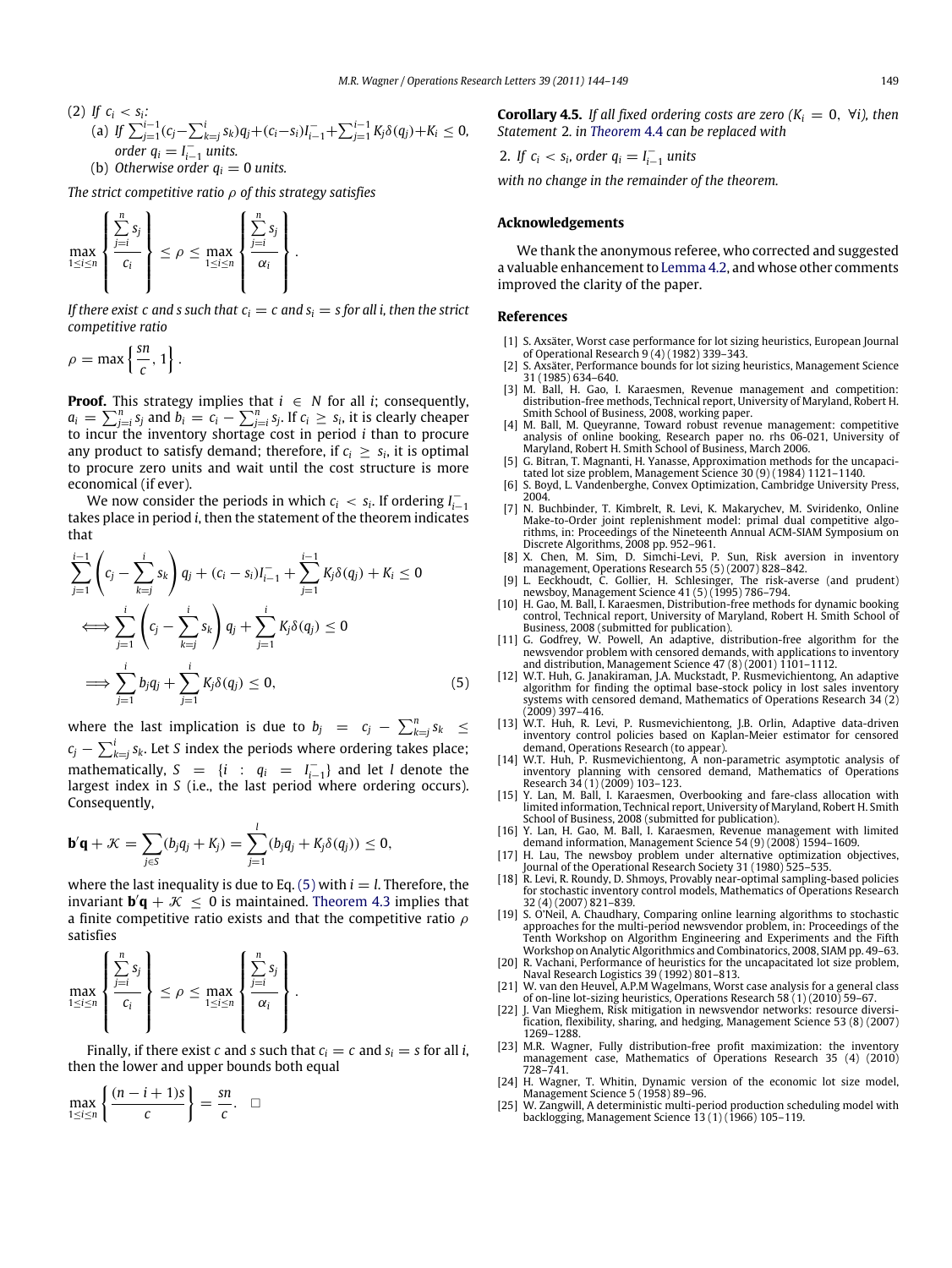(2) If $c_i < s_i$:

(a) If $\sum_{j=1}^{i-1}(c_j - \sum_{k=j}^{i} s_k)q_j + (c_i - s_i)I_{i-1}^{-} + \sum_{j=1}^{i-1} K_j\delta(q_j) + K_i \le 0$, order $q_i = I_{i-1}^{-}$ units.

(b) Otherwise order $q_i = 0$ units.

*The strict competitive ratio $\rho$ of this strategy satisfies*

$$\max_{1\le i\le n}\left\{\frac{\sum_{j=i}^{n} s_j}{c_i}\right\} \le \rho \le \max_{1\le i\le n}\left\{\frac{\sum_{j=i}^{n} s_j}{\alpha_i}\right\}.$$

*If there exist $c$ and $s$ such that $c_i = c$ and $s_i = s$ for all $i$, then the strict competitive ratio*

$$\rho = \max\left\{\frac{sn}{c}, 1\right\}.$$

**Proof.** This strategy implies that $i \in N$ for all $i$; consequently, $a_i = \sum_{j=i}^{n} s_j$ and $b_i = c_i - \sum_{j=i}^{n} s_j$. If $c_i \ge s_i$, it is clearly cheaper to incur the inventory shortage cost in period $i$ than to procure any product to satisfy demand; therefore, if $c_i \ge s_i$, it is optimal to procure zero units and wait until the cost structure is more economical (if ever).

We now consider the periods in which $c_i < s_i$. If ordering $I_{i-1}^{-}$ takes place in period $i$, then the statement of the theorem indicates that

$$\begin{aligned}
&\sum_{j=1}^{i-1}\left(c_j - \sum_{k=j}^{i} s_k\right)q_j + (c_i - s_i)I_{i-1}^{-} + \sum_{j=1}^{i-1} K_j\delta(q_j) + K_i \le 0 \\
&\iff \sum_{j=1}^{i}\left(c_j - \sum_{k=j}^{i} s_k\right)q_j + \sum_{j=1}^{i} K_j\delta(q_j) \le 0 \\
&\implies \sum_{j=1}^{i} b_j q_j + \sum_{j=1}^{i} K_j\delta(q_j) \le 0,
\end{aligned} \tag{5}$$

where the last implication is due to $b_j = c_j - \sum_{k=j}^{n} s_k \le c_j - \sum_{k=j}^{i} s_k$. Let $S$ index the periods where ordering takes place; mathematically, $S = \{i : q_i = I_{i-1}^{-}\}$ and let $l$ denote the largest index in $S$ (i.e., the last period where ordering occurs). Consequently,

$$\mathbf{b}'\mathbf{q} + \mathcal{K} = \sum_{j\in S}(b_j q_j + K_j) = \sum_{j=1}^{l}(b_j q_j + K_j\delta(q_j)) \le 0,$$

where the last inequality is due to Eq. (5) with $i = l$. Therefore, the invariant $\mathbf{b}'\mathbf{q} + \mathcal{K} \le 0$ is maintained. Theorem 4.3 implies that a finite competitive ratio exists and that the competitive ratio $\rho$ satisfies

$$\max_{1\le i\le n}\left\{\frac{\sum_{j=i}^{n} s_j}{c_i}\right\} \le \rho \le \max_{1\le i\le n}\left\{\frac{\sum_{j=i}^{n} s_j}{\alpha_i}\right\}.$$

Finally, if there exist $c$ and $s$ such that $c_i = c$ and $s_i = s$ for all $i$, then the lower and upper bounds both equal

$$\max_{1\le i\le n}\left\{\frac{(n-i+1)s}{c}\right\} = \frac{sn}{c}. \quad \square$$

**Corollary 4.5.** *If all fixed ordering costs are zero ($K_i = 0$, $\forall i$), then Statement 2. in Theorem 4.4 can be replaced with*

2. *If $c_i < s_i$, order $q_i = I_{i-1}^{-}$ units*

*with no change in the remainder of the theorem.*

## Acknowledgements

We thank the anonymous referee, who corrected and suggested a valuable enhancement to Lemma 4.2, and whose other comments improved the clarity of the paper.

## References

[1] S. Axsäter, Worst case performance for lot sizing heuristics, European Journal of Operational Research 9 (4) (1982) 339–343.

[2] S. Axsäter, Performance bounds for lot sizing heuristics, Management Science 31 (1985) 634–640.

[3] M. Ball, H. Gao, I. Karaesmen, Revenue management and competition: distribution-free methods, Technical report, University of Maryland, Robert H. Smith School of Business, 2008, working paper.

[4] M. Ball, M. Queyranne, Toward robust revenue management: competitive analysis of online booking, Research paper no. rhs 06-021, University of Maryland, Robert H. Smith School of Business, March 2006.

[5] G. Bitran, T. Magnanti, H. Yanasse, Approximation methods for the uncapacitated lot size problem, Management Science 30 (9) (1984) 1121–1140.

[6] S. Boyd, L. Vandenberghe, Convex Optimization, Cambridge University Press, 2004.

[7] N. Buchbinder, T. Kimbrelt, R. Levi, K. Makarychev, M. Sviridenko, Online Make-to-Order joint replenishment model: primal dual competitive algorithms, in: Proceedings of the Nineteenth Annual ACM-SIAM Symposium on Discrete Algorithms, 2008 pp. 952–961.

[8] X. Chen, M. Sim, D. Simchi-Levi, P. Sun, Risk aversion in inventory management, Operations Research 55 (5) (2007) 828–842.

[9] L. Eeckhoudt, C. Gollier, H. Schlesinger, The risk-averse (and prudent) newsboy, Management Science 41 (5) (1995) 786–794.

[10] H. Gao, M. Ball, I. Karaesmen, Distribution-free methods for dynamic booking control, Technical report, University of Maryland, Robert H. Smith School of Business, 2008 (submitted for publication).

[11] G. Godfrey, W. Powell, An adaptive, distribution-free algorithm for the newsvendor problem with censored demands, with applications to inventory and distribution, Management Science 47 (8) (2001) 1101–1112.

[12] W.T. Huh, G. Janakiraman, J.A. Muckstadt, P. Rusmevichientong, An adaptive algorithm for finding the optimal base-stock policy in lost sales inventory systems with censored demand, Mathematics of Operations Research 34 (2) (2009) 397–416.

[13] W.T. Huh, R. Levi, P. Rusmevichientong, J.B. Orlin, Adaptive data-driven inventory control policies based on Kaplan-Meier estimator for censored demand, Operations Research (to appear).

[14] W.T. Huh, P. Rusmevichientong, A non-parametric asymptotic analysis of inventory planning with censored demand, Mathematics of Operations Research 34 (1) (2009) 103–123.

[15] Y. Lan, M. Ball, I. Karaesmen, Overbooking and fare-class allocation with limited information, Technical report, University of Maryland, Robert H. Smith School of Business, 2008 (submitted for publication).

[16] Y. Lan, H. Gao, M. Ball, I. Karaesmen, Revenue management with limited demand information, Management Science 54 (9) (2008) 1594–1609.

[17] H. Lau, The newsboy problem under alternative optimization objectives, Journal of the Operational Research Society 31 (1980) 525–535.

[18] R. Levi, R. Roundy, D. Shmoys, Provably near-optimal sampling-based policies for stochastic inventory control models, Mathematics of Operations Research 32 (4) (2007) 821–839.

[19] S. O'Neil, A. Chaudhary, Comparing online learning algorithms to stochastic approaches for the multi-period newsvendor problem, in: Proceedings of the Tenth Workshop on Algorithm Engineering and Experiments and the Fifth Workshop on Analytic Algorithmics and Combinatorics, 2008, SIAM pp. 49–63.

[20] R. Vachani, Performance of heuristics for the uncapacitated lot size problem, Naval Research Logistics 39 (1992) 801–813.

[21] W. van den Heuvel, A.P.M Wagelmans, Worst case analysis for a general class of on-line lot-sizing heuristics, Operations Research 58 (1) (2010) 59–67.

[22] J. Van Mieghem, Risk mitigation in newsvendor networks: resource diversification, flexibility, sharing, and hedging, Management Science 53 (8) (2007) 1269–1288.

[23] M.R. Wagner, Fully distribution-free profit maximization: the inventory management case, Mathematics of Operations Research 35 (4) (2010) 728–741.

[24] H. Wagner, T. Whitin, Dynamic version of the economic lot size model, Management Science 5 (1958) 89–96.

[25] W. Zangwill, A deterministic multi-period production scheduling model with backlogging, Management Science 13 (1) (1966) 105–119.